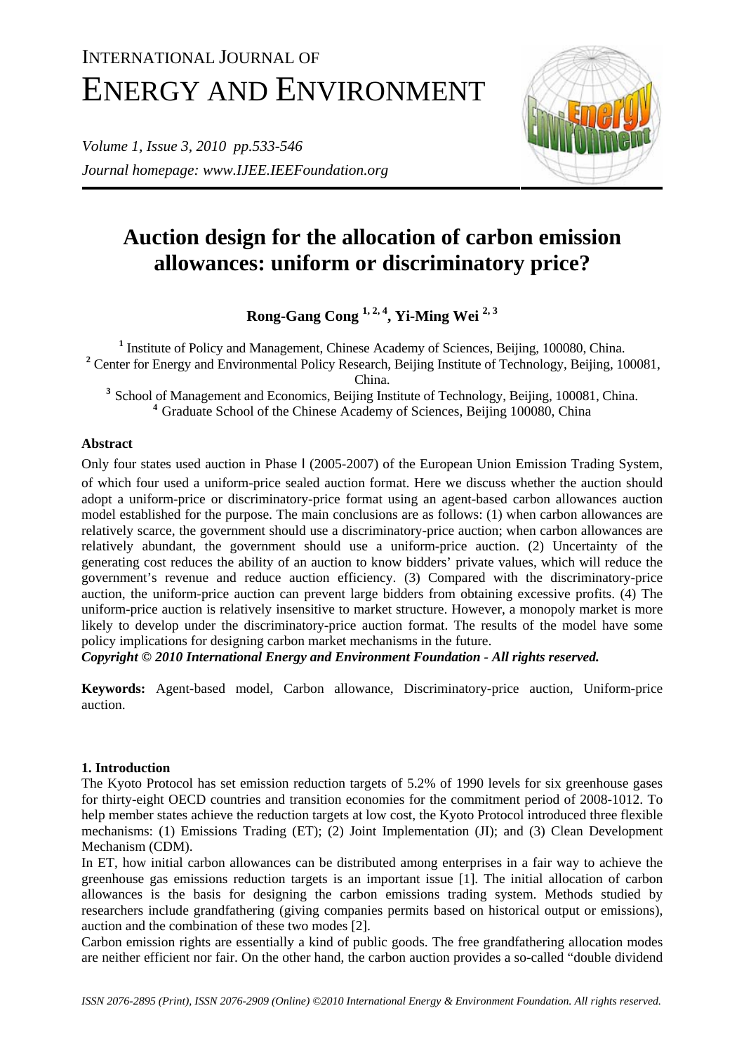INTERNATIONAL JOURNAL OF
ENERGY AND ENVIRONMENT

*Volume 1, Issue 3, 2010 pp.533-546*
*Journal homepage: www.IJEE.IEEFoundation.org*

# Auction design for the allocation of carbon emission allowances: uniform or discriminatory price?

**Rong-Gang Cong [1, 2, 4], Yi-Ming Wei [2, 3]**

[1] Institute of Policy and Management, Chinese Academy of Sciences, Beijing, 100080, China.
[2] Center for Energy and Environmental Policy Research, Beijing Institute of Technology, Beijing, 100081, China.
[3] School of Management and Economics, Beijing Institute of Technology, Beijing, 100081, China.
[4] Graduate School of the Chinese Academy of Sciences, Beijing 100080, China

### Abstract

Only four states used auction in Phase Ⅰ (2005-2007) of the European Union Emission Trading System, of which four used a uniform-price sealed auction format. Here we discuss whether the auction should adopt a uniform-price or discriminatory-price format using an agent-based carbon allowances auction model established for the purpose. The main conclusions are as follows: (1) when carbon allowances are relatively scarce, the government should use a discriminatory-price auction; when carbon allowances are relatively abundant, the government should use a uniform-price auction. (2) Uncertainty of the generating cost reduces the ability of an auction to know bidders' private values, which will reduce the government's revenue and reduce auction efficiency. (3) Compared with the discriminatory-price auction, the uniform-price auction can prevent large bidders from obtaining excessive profits. (4) The uniform-price auction is relatively insensitive to market structure. However, a monopoly market is more likely to develop under the discriminatory-price auction format. The results of the model have some policy implications for designing carbon market mechanisms in the future.

***Copyright © 2010 International Energy and Environment Foundation - All rights reserved.***

**Keywords:** Agent-based model, Carbon allowance, Discriminatory-price auction, Uniform-price auction.

### 1. Introduction

The Kyoto Protocol has set emission reduction targets of 5.2% of 1990 levels for six greenhouse gases for thirty-eight OECD countries and transition economies for the commitment period of 2008-1012. To help member states achieve the reduction targets at low cost, the Kyoto Protocol introduced three flexible mechanisms: (1) Emissions Trading (ET); (2) Joint Implementation (JI); and (3) Clean Development Mechanism (CDM).

In ET, how initial carbon allowances can be distributed among enterprises in a fair way to achieve the greenhouse gas emissions reduction targets is an important issue [1]. The initial allocation of carbon allowances is the basis for designing the carbon emissions trading system. Methods studied by researchers include grandfathering (giving companies permits based on historical output or emissions), auction and the combination of these two modes [2].

Carbon emission rights are essentially a kind of public goods. The free grandfathering allocation modes are neither efficient nor fair. On the other hand, the carbon auction provides a so-called "double dividend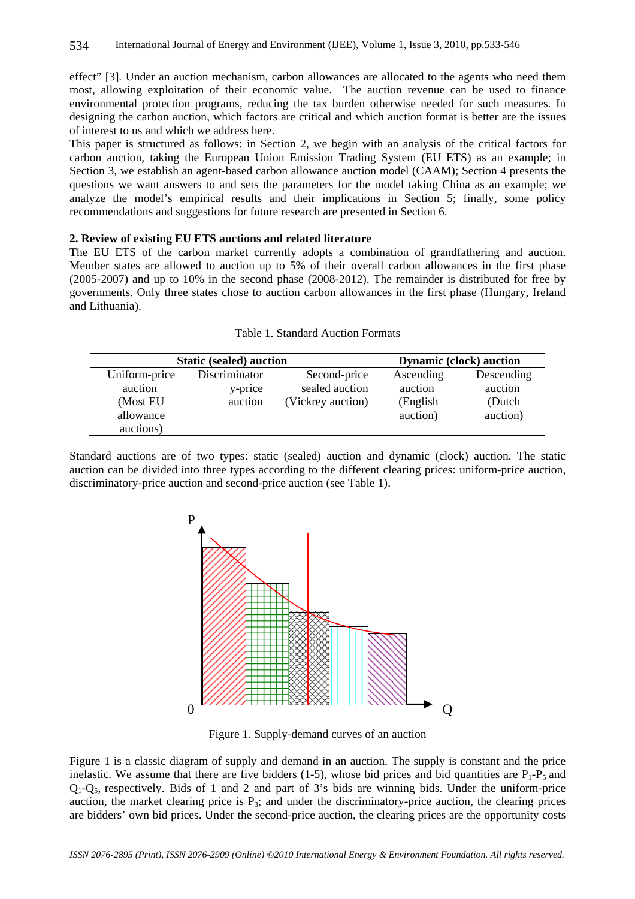effect" [3]. Under an auction mechanism, carbon allowances are allocated to the agents who need them most, allowing exploitation of their economic value. The auction revenue can be used to finance environmental protection programs, reducing the tax burden otherwise needed for such measures. In designing the carbon auction, which factors are critical and which auction format is better are the issues of interest to us and which we address here.

This paper is structured as follows: in Section 2, we begin with an analysis of the critical factors for carbon auction, taking the European Union Emission Trading System (EU ETS) as an example; in Section 3, we establish an agent-based carbon allowance auction model (CAAM); Section 4 presents the questions we want answers to and sets the parameters for the model taking China as an example; we analyze the model's empirical results and their implications in Section 5; finally, some policy recommendations and suggestions for future research are presented in Section 6.

## 2. Review of existing EU ETS auctions and related literature

The EU ETS of the carbon market currently adopts a combination of grandfathering and auction. Member states are allowed to auction up to 5% of their overall carbon allowances in the first phase (2005-2007) and up to 10% in the second phase (2008-2012). The remainder is distributed for free by governments. Only three states chose to auction carbon allowances in the first phase (Hungary, Ireland and Lithuania).

Table 1. Standard Auction Formats

| Static (sealed) auction | | | Dynamic (clock) auction | |
|---|---|---|---|---|
| Uniform-price auction (Most EU allowance auctions) | Discriminatory-price auction | Second-price sealed auction (Vickrey auction) | Ascending auction (English auction) | Descending auction (Dutch auction) |

Standard auctions are of two types: static (sealed) auction and dynamic (clock) auction. The static auction can be divided into three types according to the different clearing prices: uniform-price auction, discriminatory-price auction and second-price auction (see Table 1).

Figure 1. Supply-demand curves of an auction

Figure 1 is a classic diagram of supply and demand in an auction. The supply is constant and the price inelastic. We assume that there are five bidders (1-5), whose bid prices and bid quantities are $P_1$-$P_5$ and $Q_1$-$Q_5$, respectively. Bids of 1 and 2 and part of 3's bids are winning bids. Under the uniform-price auction, the market clearing price is $P_3$; and under the discriminatory-price auction, the clearing prices are bidders' own bid prices. Under the second-price auction, the clearing prices are the opportunity costs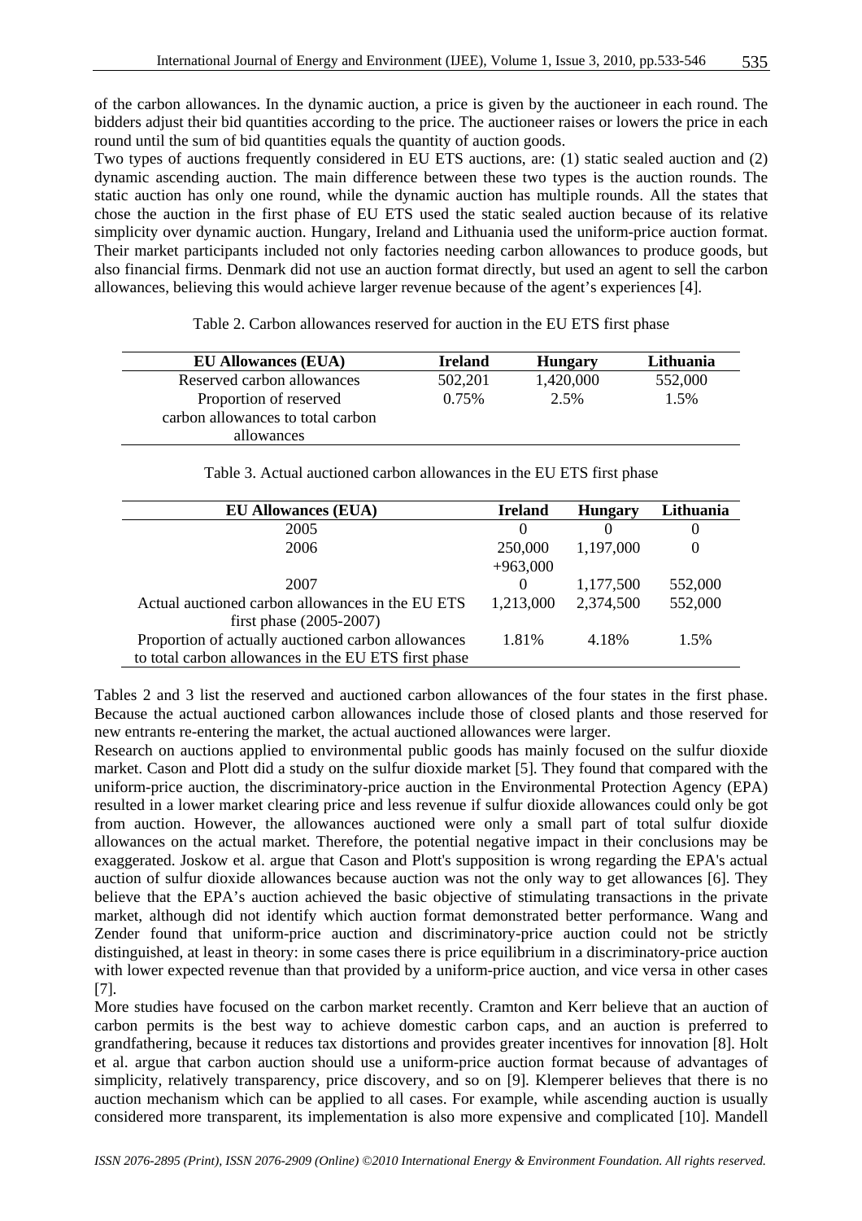of the carbon allowances. In the dynamic auction, a price is given by the auctioneer in each round. The bidders adjust their bid quantities according to the price. The auctioneer raises or lowers the price in each round until the sum of bid quantities equals the quantity of auction goods.

Two types of auctions frequently considered in EU ETS auctions, are: (1) static sealed auction and (2) dynamic ascending auction. The main difference between these two types is the auction rounds. The static auction has only one round, while the dynamic auction has multiple rounds. All the states that chose the auction in the first phase of EU ETS used the static sealed auction because of its relative simplicity over dynamic auction. Hungary, Ireland and Lithuania used the uniform-price auction format. Their market participants included not only factories needing carbon allowances to produce goods, but also financial firms. Denmark did not use an auction format directly, but used an agent to sell the carbon allowances, believing this would achieve larger revenue because of the agent's experiences [4].

Table 2. Carbon allowances reserved for auction in the EU ETS first phase

| EU Allowances (EUA) | Ireland | Hungary | Lithuania |
|---|---|---|---|
| Reserved carbon allowances | 502,201 | 1,420,000 | 552,000 |
| Proportion of reserved carbon allowances to total carbon allowances | 0.75% | 2.5% | 1.5% |

Table 3. Actual auctioned carbon allowances in the EU ETS first phase

| EU Allowances (EUA) | Ireland | Hungary | Lithuania |
|---|---|---|---|
| 2005 | 0 | 0 | 0 |
| 2006 | 250,000 +963,000 | 1,197,000 | 0 |
| 2007 | 0 | 1,177,500 | 552,000 |
| Actual auctioned carbon allowances in the EU ETS first phase (2005-2007) | 1,213,000 | 2,374,500 | 552,000 |
| Proportion of actually auctioned carbon allowances to total carbon allowances in the EU ETS first phase | 1.81% | 4.18% | 1.5% |

Tables 2 and 3 list the reserved and auctioned carbon allowances of the four states in the first phase. Because the actual auctioned carbon allowances include those of closed plants and those reserved for new entrants re-entering the market, the actual auctioned allowances were larger.

Research on auctions applied to environmental public goods has mainly focused on the sulfur dioxide market. Cason and Plott did a study on the sulfur dioxide market [5]. They found that compared with the uniform-price auction, the discriminatory-price auction in the Environmental Protection Agency (EPA) resulted in a lower market clearing price and less revenue if sulfur dioxide allowances could only be got from auction. However, the allowances auctioned were only a small part of total sulfur dioxide allowances on the actual market. Therefore, the potential negative impact in their conclusions may be exaggerated. Joskow et al. argue that Cason and Plott's supposition is wrong regarding the EPA's actual auction of sulfur dioxide allowances because auction was not the only way to get allowances [6]. They believe that the EPA's auction achieved the basic objective of stimulating transactions in the private market, although did not identify which auction format demonstrated better performance. Wang and Zender found that uniform-price auction and discriminatory-price auction could not be strictly distinguished, at least in theory: in some cases there is price equilibrium in a discriminatory-price auction with lower expected revenue than that provided by a uniform-price auction, and vice versa in other cases [7].

More studies have focused on the carbon market recently. Cramton and Kerr believe that an auction of carbon permits is the best way to achieve domestic carbon caps, and an auction is preferred to grandfathering, because it reduces tax distortions and provides greater incentives for innovation [8]. Holt et al. argue that carbon auction should use a uniform-price auction format because of advantages of simplicity, relatively transparency, price discovery, and so on [9]. Klemperer believes that there is no auction mechanism which can be applied to all cases. For example, while ascending auction is usually considered more transparent, its implementation is also more expensive and complicated [10]. Mandell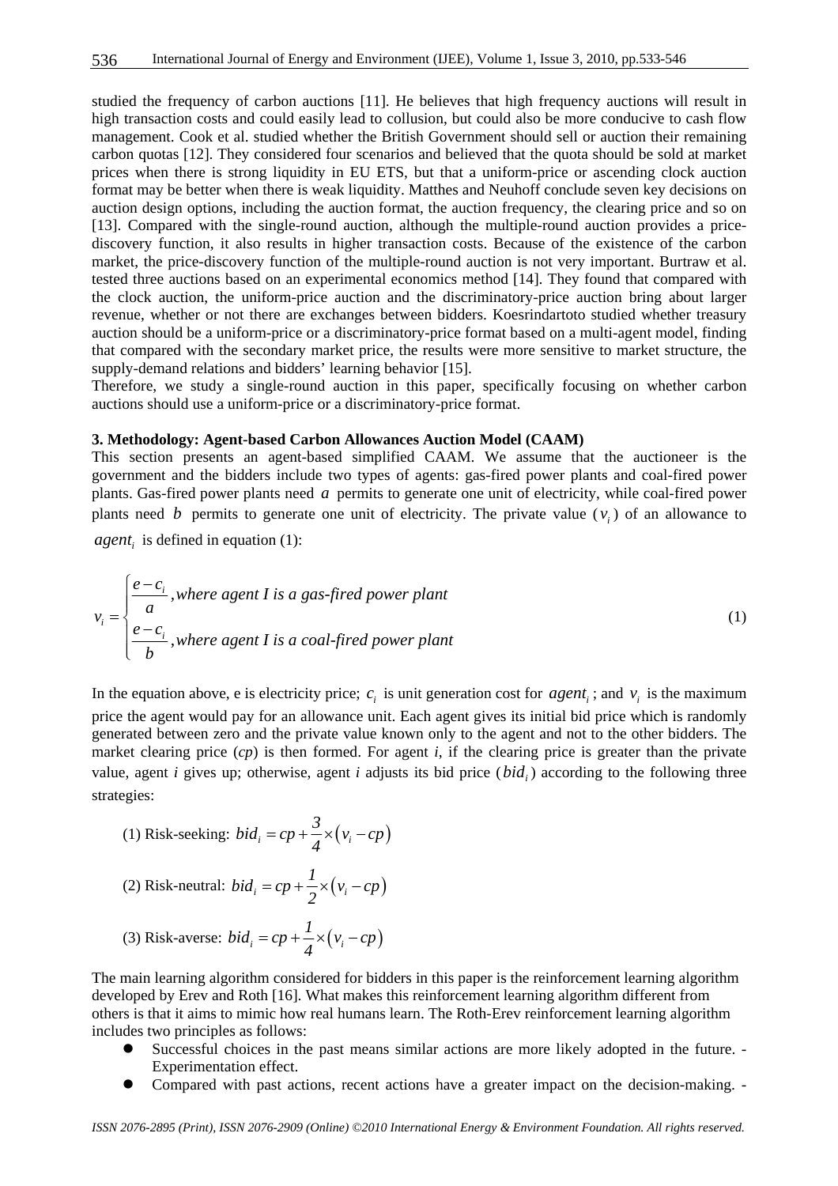studied the frequency of carbon auctions [11]. He believes that high frequency auctions will result in high transaction costs and could easily lead to collusion, but could also be more conducive to cash flow management. Cook et al. studied whether the British Government should sell or auction their remaining carbon quotas [12]. They considered four scenarios and believed that the quota should be sold at market prices when there is strong liquidity in EU ETS, but that a uniform-price or ascending clock auction format may be better when there is weak liquidity. Matthes and Neuhoff conclude seven key decisions on auction design options, including the auction format, the auction frequency, the clearing price and so on [13]. Compared with the single-round auction, although the multiple-round auction provides a price-discovery function, it also results in higher transaction costs. Because of the existence of the carbon market, the price-discovery function of the multiple-round auction is not very important. Burtraw et al. tested three auctions based on an experimental economics method [14]. They found that compared with the clock auction, the uniform-price auction and the discriminatory-price auction bring about larger revenue, whether or not there are exchanges between bidders. Koesrindartoto studied whether treasury auction should be a uniform-price or a discriminatory-price format based on a multi-agent model, finding that compared with the secondary market price, the results were more sensitive to market structure, the supply-demand relations and bidders' learning behavior [15].

Therefore, we study a single-round auction in this paper, specifically focusing on whether carbon auctions should use a uniform-price or a discriminatory-price format.

### 3. Methodology: Agent-based Carbon Allowances Auction Model (CAAM)

This section presents an agent-based simplified CAAM. We assume that the auctioneer is the government and the bidders include two types of agents: gas-fired power plants and coal-fired power plants. Gas-fired power plants need $a$ permits to generate one unit of electricity, while coal-fired power plants need $b$ permits to generate one unit of electricity. The private value ($v_i$) of an allowance to $agent_i$ is defined in equation (1):

$$v_i = \begin{cases} \dfrac{e-c_i}{a}, \textit{where agent I is a gas-fired power plant} \\ \dfrac{e-c_i}{b}, \textit{where agent I is a coal-fired power plant} \end{cases} \tag{1}$$

In the equation above, e is electricity price; $c_i$ is unit generation cost for $agent_i$; and $v_i$ is the maximum price the agent would pay for an allowance unit. Each agent gives its initial bid price which is randomly generated between zero and the private value known only to the agent and not to the other bidders. The market clearing price ($cp$) is then formed. For agent *i*, if the clearing price is greater than the private value, agent *i* gives up; otherwise, agent *i* adjusts its bid price ($bid_i$) according to the following three strategies:

(1) Risk-seeking: $bid_i = cp + \frac{3}{4} \times (v_i - cp)$

(2) Risk-neutral: $bid_i = cp + \frac{1}{2} \times (v_i - cp)$

(3) Risk-averse: $bid_i = cp + \frac{1}{4} \times (v_i - cp)$

The main learning algorithm considered for bidders in this paper is the reinforcement learning algorithm developed by Erev and Roth [16]. What makes this reinforcement learning algorithm different from others is that it aims to mimic how real humans learn. The Roth-Erev reinforcement learning algorithm includes two principles as follows:

- Successful choices in the past means similar actions are more likely adopted in the future. - Experimentation effect.
- Compared with past actions, recent actions have a greater impact on the decision-making. -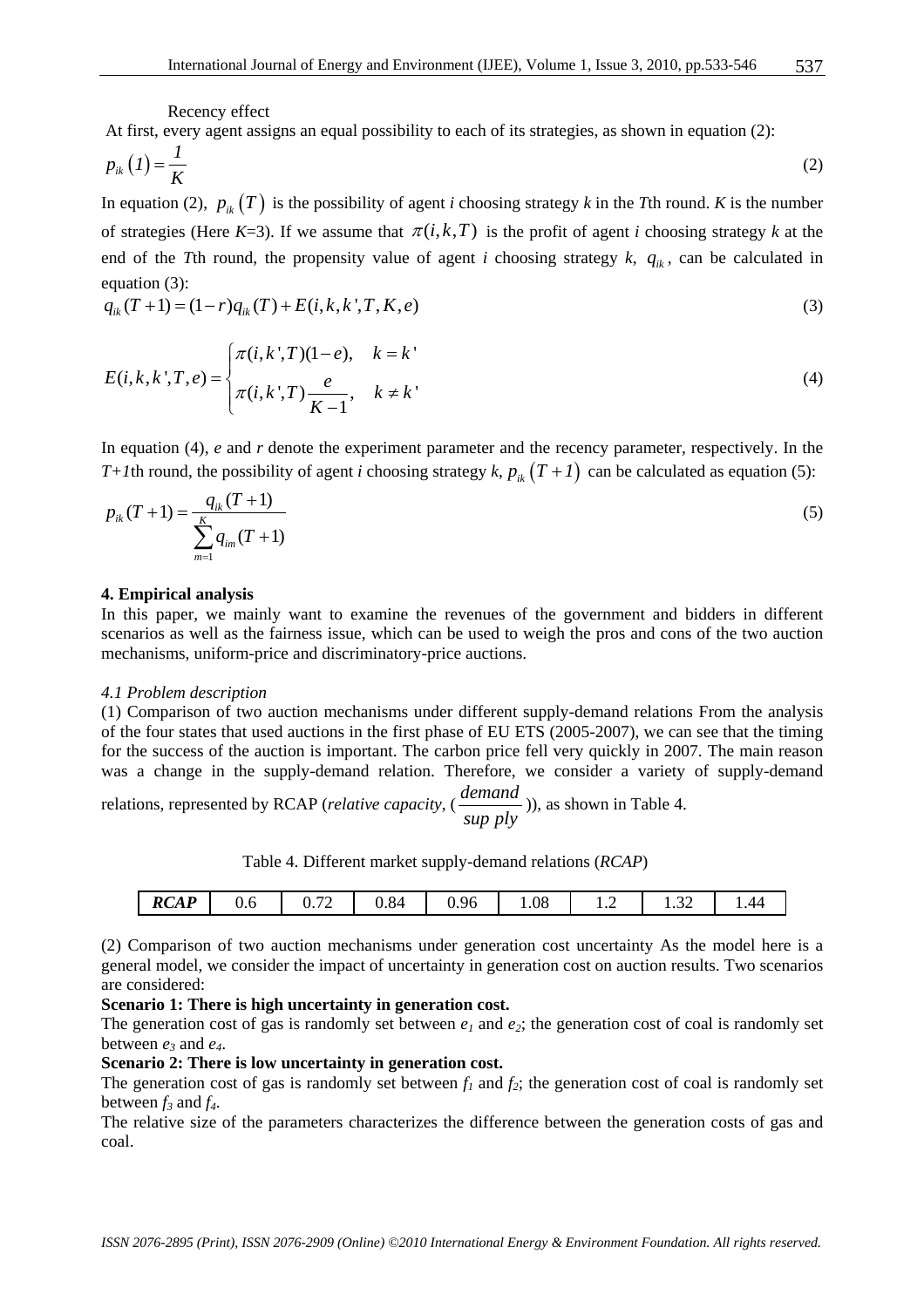Recency effect

At first, every agent assigns an equal possibility to each of its strategies, as shown in equation (2):

$$p_{ik}(1) = \frac{1}{K} \tag{2}$$

In equation (2), $p_{ik}(T)$ is the possibility of agent *i* choosing strategy *k* in the *T*th round. *K* is the number of strategies (Here *K*=3). If we assume that $\pi(i,k,T)$ is the profit of agent *i* choosing strategy *k* at the end of the *T*th round, the propensity value of agent *i* choosing strategy *k*, $q_{ik}$, can be calculated in equation (3):

$$q_{ik}(T+1) = (1-r)q_{ik}(T) + E(i,k,k',T,K,e) \tag{3}$$

$$E(i,k,k',T,e) = \begin{cases} \pi(i,k',T)(1-e), & k = k' \\ \pi(i,k',T)\dfrac{e}{K-1}, & k \neq k' \end{cases} \tag{4}$$

In equation (4), *e* and *r* denote the experiment parameter and the recency parameter, respectively. In the *T+1*th round, the possibility of agent *i* choosing strategy *k*, $p_{ik}(T+1)$ can be calculated as equation (5):

$$p_{ik}(T+1) = \frac{q_{ik}(T+1)}{\sum_{m=1}^{K} q_{im}(T+1)} \tag{5}$$

**4. Empirical analysis**

In this paper, we mainly want to examine the revenues of the government and bidders in different scenarios as well as the fairness issue, which can be used to weigh the pros and cons of the two auction mechanisms, uniform-price and discriminatory-price auctions.

*4.1 Problem description*

(1) Comparison of two auction mechanisms under different supply-demand relations From the analysis of the four states that used auctions in the first phase of EU ETS (2005-2007), we can see that the timing for the success of the auction is important. The carbon price fell very quickly in 2007. The main reason was a change in the supply-demand relation. Therefore, we consider a variety of supply-demand relations, represented by RCAP (*relative capacity*, ($\frac{demand}{supply}$)), as shown in Table 4.

Table 4. Different market supply-demand relations (*RCAP*)

| ***RCAP*** | 0.6 | 0.72 | 0.84 | 0.96 | 1.08 | 1.2 | 1.32 | 1.44 |
|---|---|---|---|---|---|---|---|---|

(2) Comparison of two auction mechanisms under generation cost uncertainty As the model here is a general model, we consider the impact of uncertainty in generation cost on auction results. Two scenarios are considered:

**Scenario 1: There is high uncertainty in generation cost.**

The generation cost of gas is randomly set between $e_1$ and $e_2$; the generation cost of coal is randomly set between $e_3$ and $e_4$.

**Scenario 2: There is low uncertainty in generation cost.**

The generation cost of gas is randomly set between $f_1$ and $f_2$; the generation cost of coal is randomly set between $f_3$ and $f_4$.

The relative size of the parameters characterizes the difference between the generation costs of gas and coal.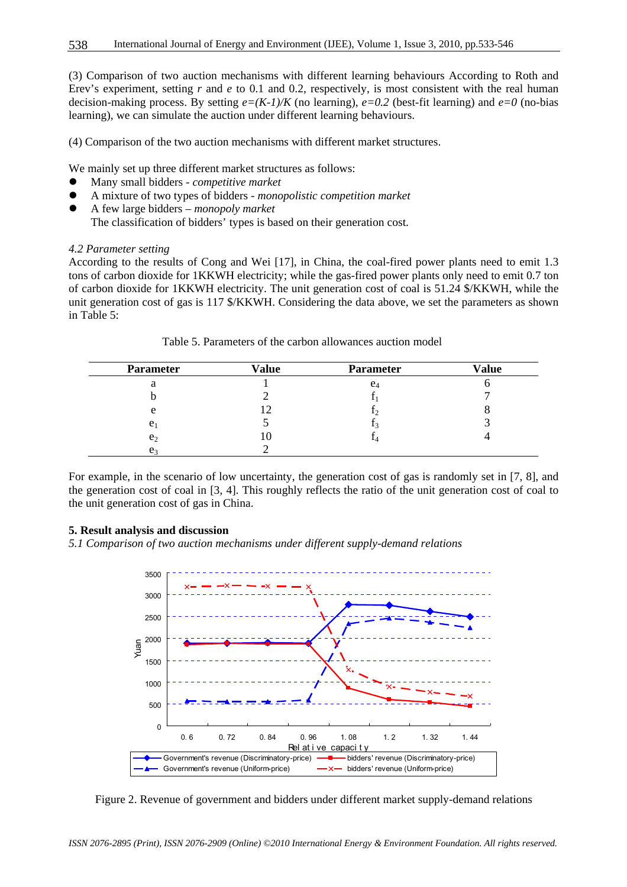(3) Comparison of two auction mechanisms with different learning behaviours According to Roth and Erev's experiment, setting $r$ and $e$ to 0.1 and 0.2, respectively, is most consistent with the real human decision-making process. By setting $e=(K-1)/K$ (no learning), $e=0.2$ (best-fit learning) and $e=0$ (no-bias learning), we can simulate the auction under different learning behaviours.

(4) Comparison of the two auction mechanisms with different market structures.

We mainly set up three different market structures as follows:

- Many small bidders - *competitive market*
- A mixture of two types of bidders - *monopolistic competition market*
- A few large bidders – *monopoly market*

  The classification of bidders' types is based on their generation cost.

*4.2 Parameter setting*

According to the results of Cong and Wei [17], in China, the coal-fired power plants need to emit 1.3 tons of carbon dioxide for 1KKWH electricity; while the gas-fired power plants only need to emit 0.7 ton of carbon dioxide for 1KKWH electricity. The unit generation cost of coal is 51.24 \$/KKWH, while the unit generation cost of gas is 117 \$/KKWH. Considering the data above, we set the parameters as shown in Table 5:

Table 5. Parameters of the carbon allowances auction model

| Parameter | Value | Parameter | Value |
|---|---|---|---|
| a | 1 | $e_4$ | 6 |
| b | 2 | $f_1$ | 7 |
| e | 12 | $f_2$ | 8 |
| $e_1$ | 5 | $f_3$ | 3 |
| $e_2$ | 10 | $f_4$ | 4 |
| $e_3$ | 2 | | |

For example, in the scenario of low uncertainty, the generation cost of gas is randomly set in [7, 8], and the generation cost of coal in [3, 4]. This roughly reflects the ratio of the unit generation cost of coal to the unit generation cost of gas in China.

## 5. Result analysis and discussion

*5.1 Comparison of two auction mechanisms under different supply-demand relations*

Figure 2. Revenue of government and bidders under different market supply-demand relations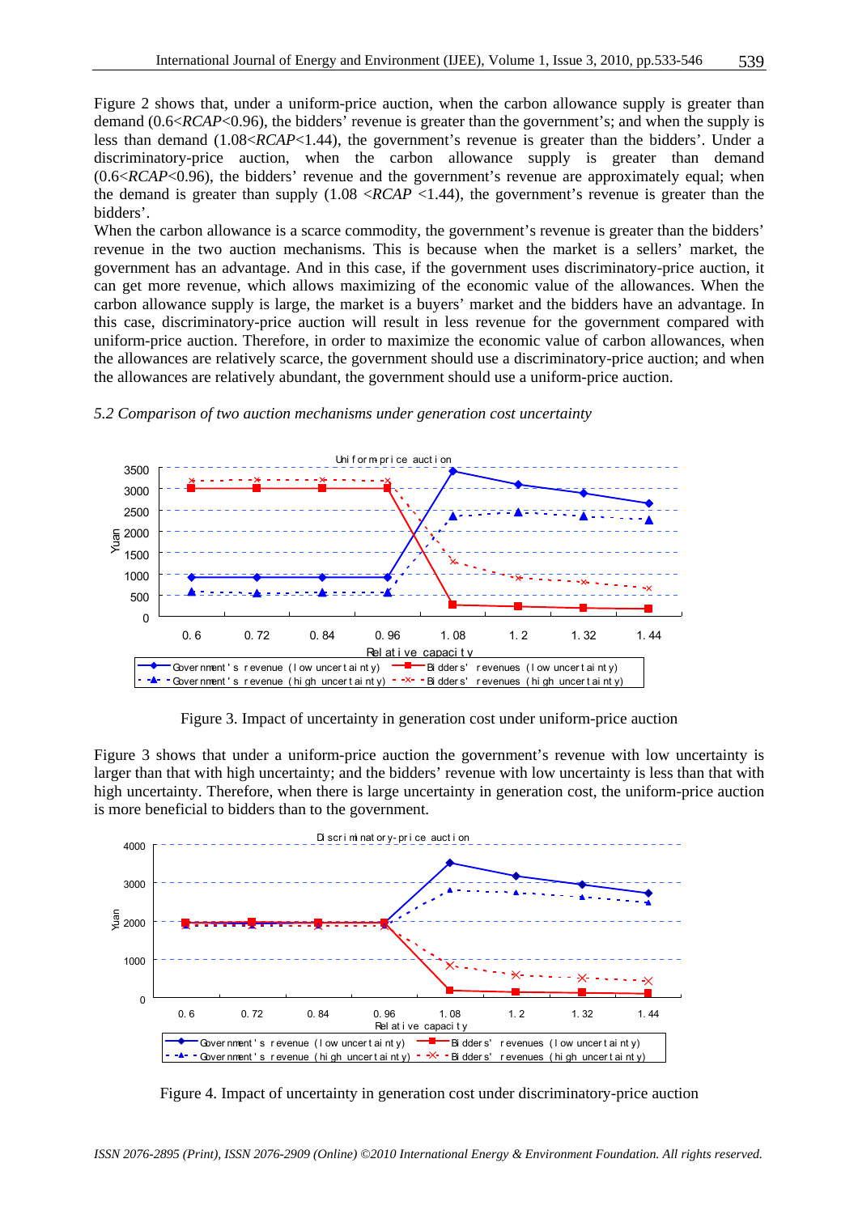Figure 2 shows that, under a uniform-price auction, when the carbon allowance supply is greater than demand (0.6<*RCAP*<0.96), the bidders' revenue is greater than the government's; and when the supply is less than demand (1.08<*RCAP*<1.44), the government's revenue is greater than the bidders'. Under a discriminatory-price auction, when the carbon allowance supply is greater than demand (0.6<*RCAP*<0.96), the bidders' revenue and the government's revenue are approximately equal; when the demand is greater than supply (1.08 <*RCAP* <1.44), the government's revenue is greater than the bidders'.

When the carbon allowance is a scarce commodity, the government's revenue is greater than the bidders' revenue in the two auction mechanisms. This is because when the market is a sellers' market, the government has an advantage. And in this case, if the government uses discriminatory-price auction, it can get more revenue, which allows maximizing of the economic value of the allowances. When the carbon allowance supply is large, the market is a buyers' market and the bidders have an advantage. In this case, discriminatory-price auction will result in less revenue for the government compared with uniform-price auction. Therefore, in order to maximize the economic value of carbon allowances, when the allowances are relatively scarce, the government should use a discriminatory-price auction; and when the allowances are relatively abundant, the government should use a uniform-price auction.

*5.2 Comparison of two auction mechanisms under generation cost uncertainty*

Figure 3. Impact of uncertainty in generation cost under uniform-price auction

Figure 3 shows that under a uniform-price auction the government's revenue with low uncertainty is larger than that with high uncertainty; and the bidders' revenue with low uncertainty is less than that with high uncertainty. Therefore, when there is large uncertainty in generation cost, the uniform-price auction is more beneficial to bidders than to the government.

Figure 4. Impact of uncertainty in generation cost under discriminatory-price auction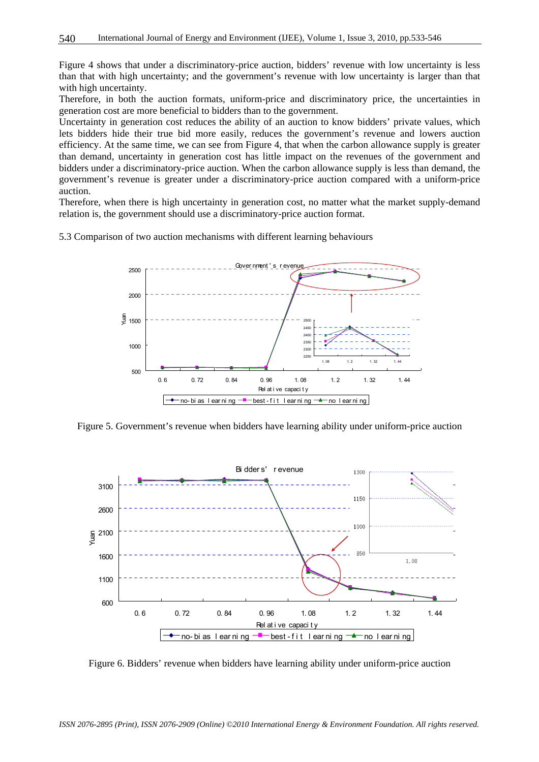Figure 4 shows that under a discriminatory-price auction, bidders' revenue with low uncertainty is less than that with high uncertainty; and the government's revenue with low uncertainty is larger than that with high uncertainty.

Therefore, in both the auction formats, uniform-price and discriminatory price, the uncertainties in generation cost are more beneficial to bidders than to the government.

Uncertainty in generation cost reduces the ability of an auction to know bidders' private values, which lets bidders hide their true bid more easily, reduces the government's revenue and lowers auction efficiency. At the same time, we can see from Figure 4, that when the carbon allowance supply is greater than demand, uncertainty in generation cost has little impact on the revenues of the government and bidders under a discriminatory-price auction. When the carbon allowance supply is less than demand, the government's revenue is greater under a discriminatory-price auction compared with a uniform-price auction.

Therefore, when there is high uncertainty in generation cost, no matter what the market supply-demand relation is, the government should use a discriminatory-price auction format.

5.3 Comparison of two auction mechanisms with different learning behaviours

Figure 5. Government's revenue when bidders have learning ability under uniform-price auction

Figure 6. Bidders' revenue when bidders have learning ability under uniform-price auction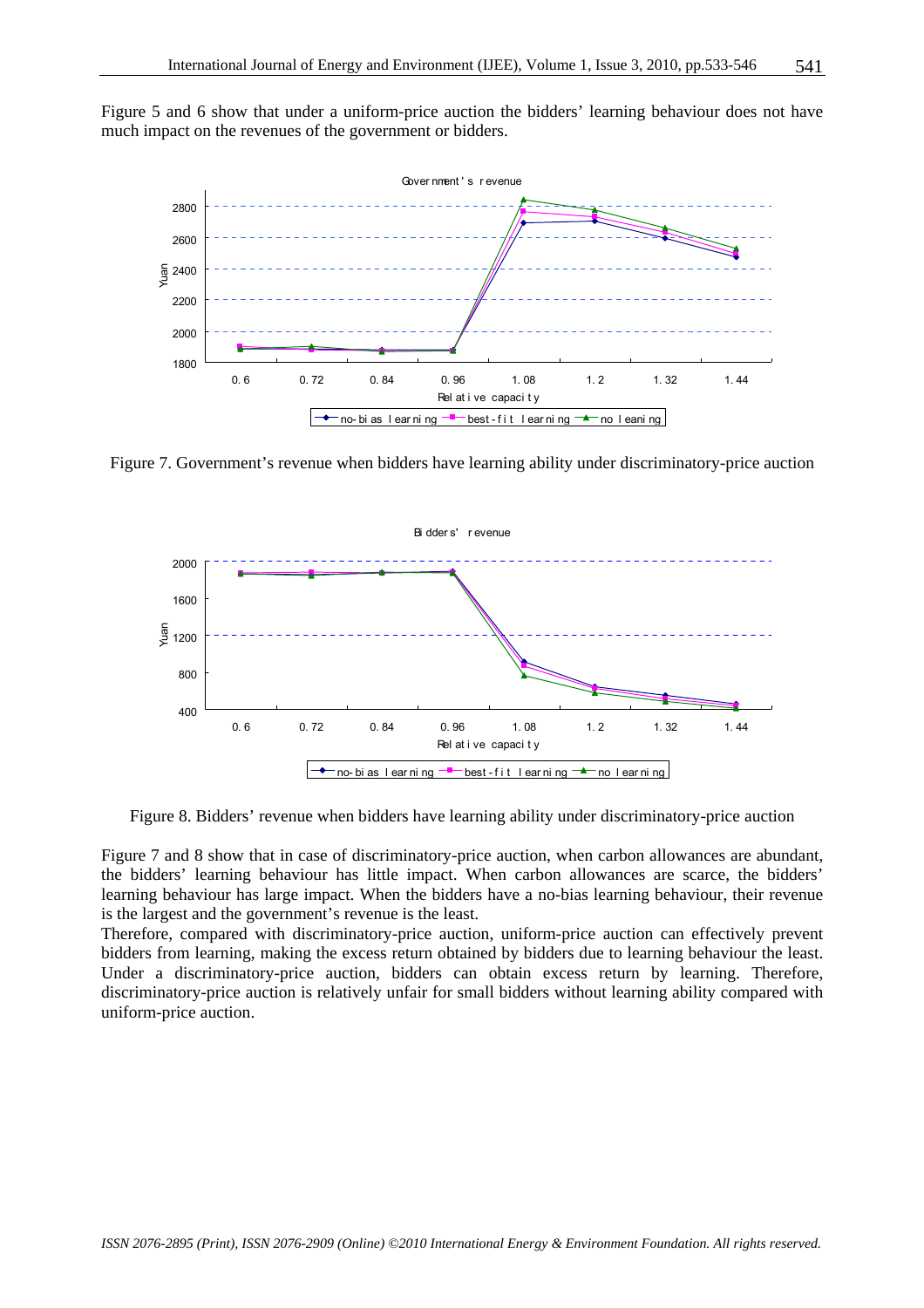Figure 5 and 6 show that under a uniform-price auction the bidders' learning behaviour does not have much impact on the revenues of the government or bidders.

Figure 7. Government's revenue when bidders have learning ability under discriminatory-price auction

Figure 8. Bidders' revenue when bidders have learning ability under discriminatory-price auction

Figure 7 and 8 show that in case of discriminatory-price auction, when carbon allowances are abundant, the bidders' learning behaviour has little impact. When carbon allowances are scarce, the bidders' learning behaviour has large impact. When the bidders have a no-bias learning behaviour, their revenue is the largest and the government's revenue is the least.

Therefore, compared with discriminatory-price auction, uniform-price auction can effectively prevent bidders from learning, making the excess return obtained by bidders due to learning behaviour the least. Under a discriminatory-price auction, bidders can obtain excess return by learning. Therefore, discriminatory-price auction is relatively unfair for small bidders without learning ability compared with uniform-price auction.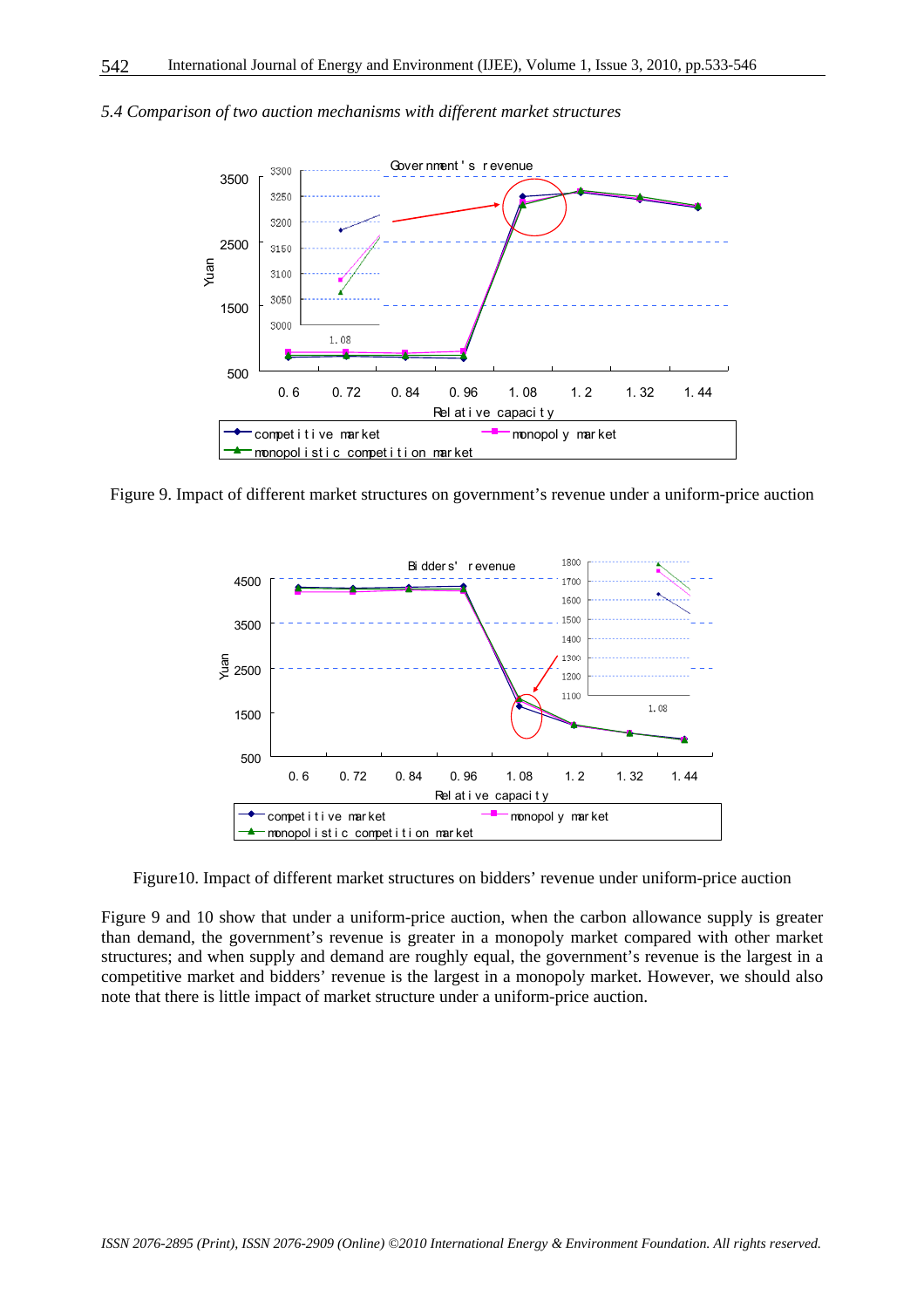*5.4 Comparison of two auction mechanisms with different market structures*

Figure 9. Impact of different market structures on government's revenue under a uniform-price auction

Figure10. Impact of different market structures on bidders' revenue under uniform-price auction

Figure 9 and 10 show that under a uniform-price auction, when the carbon allowance supply is greater than demand, the government's revenue is greater in a monopoly market compared with other market structures; and when supply and demand are roughly equal, the government's revenue is the largest in a competitive market and bidders' revenue is the largest in a monopoly market. However, we should also note that there is little impact of market structure under a uniform-price auction.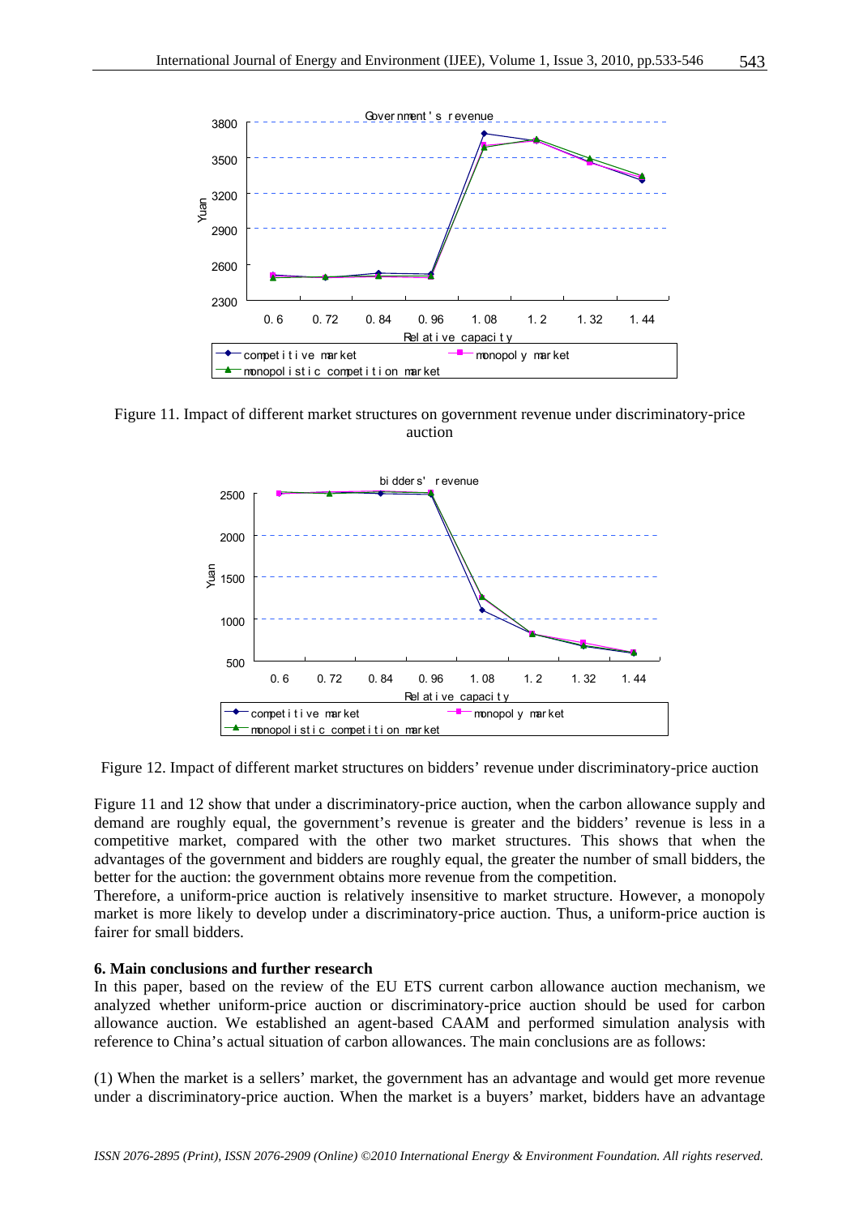Figure 11. Impact of different market structures on government revenue under discriminatory-price auction

Figure 12. Impact of different market structures on bidders' revenue under discriminatory-price auction

Figure 11 and 12 show that under a discriminatory-price auction, when the carbon allowance supply and demand are roughly equal, the government's revenue is greater and the bidders' revenue is less in a competitive market, compared with the other two market structures. This shows that when the advantages of the government and bidders are roughly equal, the greater the number of small bidders, the better for the auction: the government obtains more revenue from the competition.

Therefore, a uniform-price auction is relatively insensitive to market structure. However, a monopoly market is more likely to develop under a discriminatory-price auction. Thus, a uniform-price auction is fairer for small bidders.

## 6. Main conclusions and further research

In this paper, based on the review of the EU ETS current carbon allowance auction mechanism, we analyzed whether uniform-price auction or discriminatory-price auction should be used for carbon allowance auction. We established an agent-based CAAM and performed simulation analysis with reference to China's actual situation of carbon allowances. The main conclusions are as follows:

(1) When the market is a sellers' market, the government has an advantage and would get more revenue under a discriminatory-price auction. When the market is a buyers' market, bidders have an advantage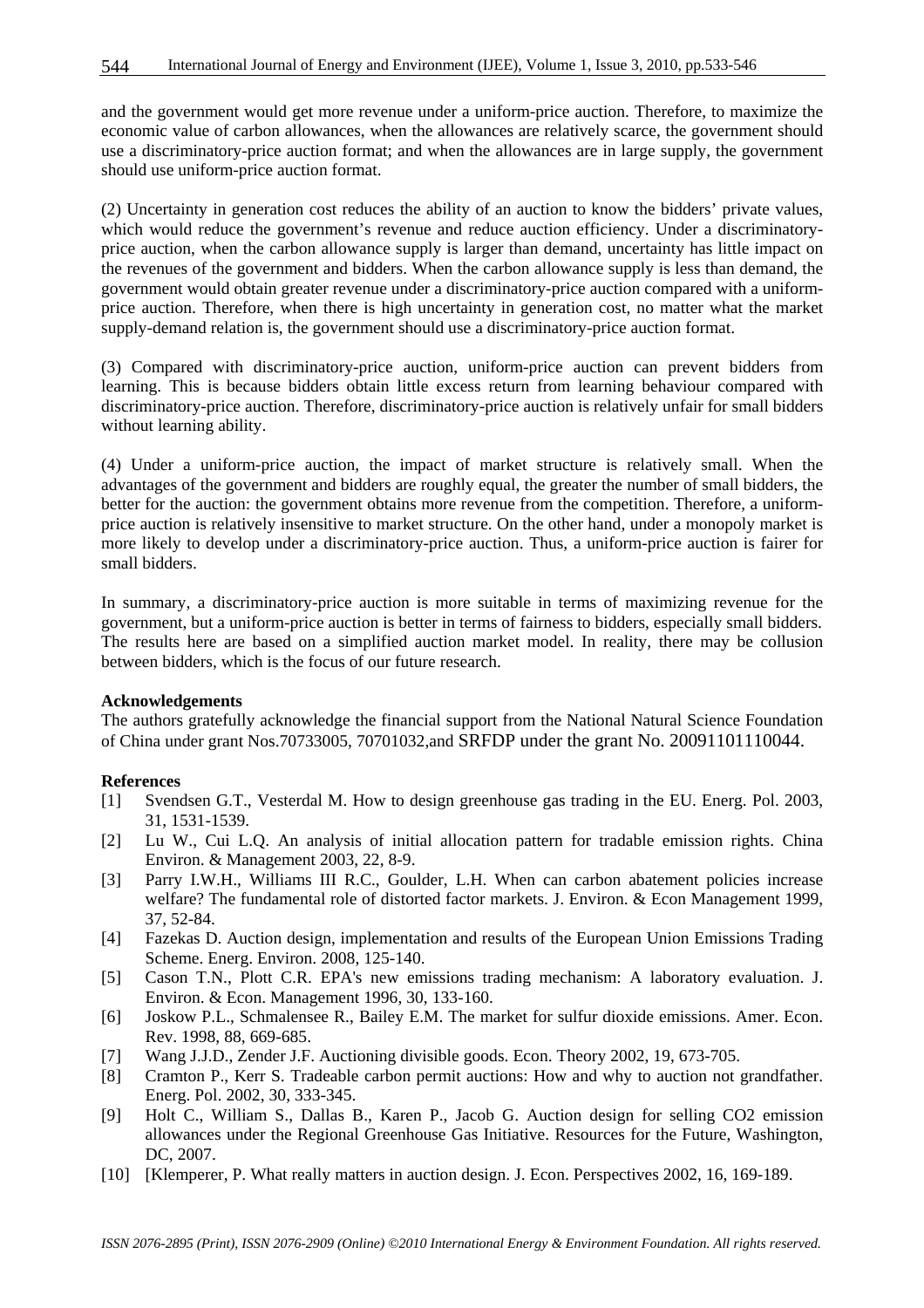and the government would get more revenue under a uniform-price auction. Therefore, to maximize the economic value of carbon allowances, when the allowances are relatively scarce, the government should use a discriminatory-price auction format; and when the allowances are in large supply, the government should use uniform-price auction format.

(2) Uncertainty in generation cost reduces the ability of an auction to know the bidders' private values, which would reduce the government's revenue and reduce auction efficiency. Under a discriminatory-price auction, when the carbon allowance supply is larger than demand, uncertainty has little impact on the revenues of the government and bidders. When the carbon allowance supply is less than demand, the government would obtain greater revenue under a discriminatory-price auction compared with a uniform-price auction. Therefore, when there is high uncertainty in generation cost, no matter what the market supply-demand relation is, the government should use a discriminatory-price auction format.

(3) Compared with discriminatory-price auction, uniform-price auction can prevent bidders from learning. This is because bidders obtain little excess return from learning behaviour compared with discriminatory-price auction. Therefore, discriminatory-price auction is relatively unfair for small bidders without learning ability.

(4) Under a uniform-price auction, the impact of market structure is relatively small. When the advantages of the government and bidders are roughly equal, the greater the number of small bidders, the better for the auction: the government obtains more revenue from the competition. Therefore, a uniform-price auction is relatively insensitive to market structure. On the other hand, under a monopoly market is more likely to develop under a discriminatory-price auction. Thus, a uniform-price auction is fairer for small bidders.

In summary, a discriminatory-price auction is more suitable in terms of maximizing revenue for the government, but a uniform-price auction is better in terms of fairness to bidders, especially small bidders. The results here are based on a simplified auction market model. In reality, there may be collusion between bidders, which is the focus of our future research.

**Acknowledgements**

The authors gratefully acknowledge the financial support from the National Natural Science Foundation of China under grant Nos.70733005, 70701032,and SRFDP under the grant No. 20091101110044.

**References**

[1] Svendsen G.T., Vesterdal M. How to design greenhouse gas trading in the EU. Energ. Pol. 2003, 31, 1531-1539.

[2] Lu W., Cui L.Q. An analysis of initial allocation pattern for tradable emission rights. China Environ. & Management 2003, 22, 8-9.

[3] Parry I.W.H., Williams III R.C., Goulder, L.H. When can carbon abatement policies increase welfare? The fundamental role of distorted factor markets. J. Environ. & Econ Management 1999, 37, 52-84.

[4] Fazekas D. Auction design, implementation and results of the European Union Emissions Trading Scheme. Energ. Environ. 2008, 125-140.

[5] Cason T.N., Plott C.R. EPA's new emissions trading mechanism: A laboratory evaluation. J. Environ. & Econ. Management 1996, 30, 133-160.

[6] Joskow P.L., Schmalensee R., Bailey E.M. The market for sulfur dioxide emissions. Amer. Econ. Rev. 1998, 88, 669-685.

[7] Wang J.J.D., Zender J.F. Auctioning divisible goods. Econ. Theory 2002, 19, 673-705.

[8] Cramton P., Kerr S. Tradeable carbon permit auctions: How and why to auction not grandfather. Energ. Pol. 2002, 30, 333-345.

[9] Holt C., William S., Dallas B., Karen P., Jacob G. Auction design for selling CO2 emission allowances under the Regional Greenhouse Gas Initiative. Resources for the Future, Washington, DC, 2007.

[10] [Klemperer, P. What really matters in auction design. J. Econ. Perspectives 2002, 16, 169-189.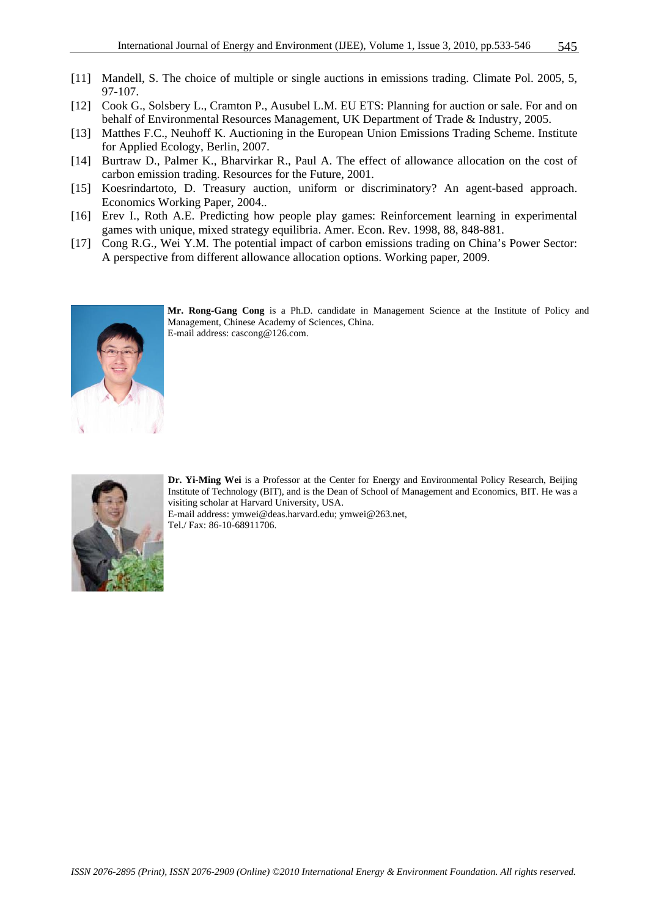[11] Mandell, S. The choice of multiple or single auctions in emissions trading. Climate Pol. 2005, 5, 97-107.

[12] Cook G., Solsbery L., Cramton P., Ausubel L.M. EU ETS: Planning for auction or sale. For and on behalf of Environmental Resources Management, UK Department of Trade & Industry, 2005.

[13] Matthes F.C., Neuhoff K. Auctioning in the European Union Emissions Trading Scheme. Institute for Applied Ecology, Berlin, 2007.

[14] Burtraw D., Palmer K., Bharvirkar R., Paul A. The effect of allowance allocation on the cost of carbon emission trading. Resources for the Future, 2001.

[15] Koesrindartoto, D. Treasury auction, uniform or discriminatory? An agent-based approach. Economics Working Paper, 2004..

[16] Erev I., Roth A.E. Predicting how people play games: Reinforcement learning in experimental games with unique, mixed strategy equilibria. Amer. Econ. Rev. 1998, 88, 848-881.

[17] Cong R.G., Wei Y.M. The potential impact of carbon emissions trading on China's Power Sector: A perspective from different allowance allocation options. Working paper, 2009.

**Mr. Rong-Gang Cong** is a Ph.D. candidate in Management Science at the Institute of Policy and Management, Chinese Academy of Sciences, China.
E-mail address: cascong@126.com.

**Dr. Yi-Ming Wei** is a Professor at the Center for Energy and Environmental Policy Research, Beijing Institute of Technology (BIT), and is the Dean of School of Management and Economics, BIT. He was a visiting scholar at Harvard University, USA.
E-mail address: ymwei@deas.harvard.edu; ymwei@263.net,
Tel./ Fax: 86-10-68911706.